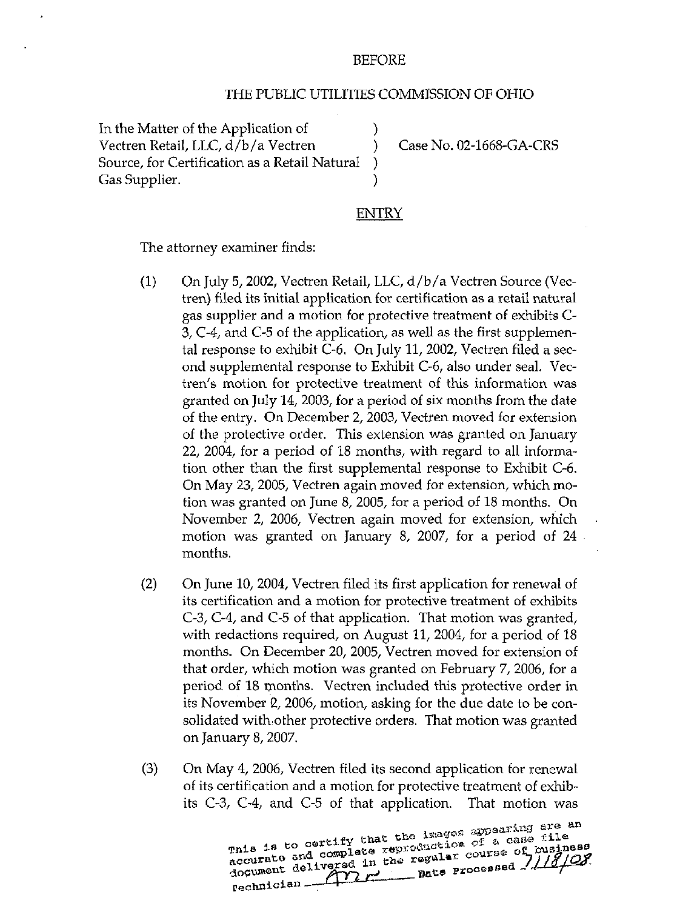BEFORE

THE PUBLIC UTILITIES COMMISSION OF OHIO

| | | |
|---|---|---|
| In the Matter of the Application of Vectren Retail, LLC, d/b/a Vectren Source, for Certification as a Retail Natural Gas Supplier. | ) ) ) ) | Case No. 02-1668-GA-CRS |

ENTRY

The attorney examiner finds:

(1) On July 5, 2002, Vectren Retail, LLC, d/b/a Vectren Source (Vectren) filed its initial application for certification as a retail natural gas supplier and a motion for protective treatment of exhibits C-3, C-4, and C-5 of the application, as well as the first supplemental response to exhibit C-6. On July 11, 2002, Vectren filed a second supplemental response to Exhibit C-6, also under seal. Vectren's motion for protective treatment of this information was granted on July 14, 2003, for a period of six months from the date of the entry. On December 2, 2003, Vectren moved for extension of the protective order. This extension was granted on January 22, 2004, for a period of 18 months, with regard to all information other than the first supplemental response to Exhibit C-6. On May 23, 2005, Vectren again moved for extension, which motion was granted on June 8, 2005, for a period of 18 months. On November 2, 2006, Vectren again moved for extension, which motion was granted on January 8, 2007, for a period of 24 months.

(2) On June 10, 2004, Vectren filed its first application for renewal of its certification and a motion for protective treatment of exhibits C-3, C-4, and C-5 of that application. That motion was granted, with redactions required, on August 11, 2004, for a period of 18 months. On December 20, 2005, Vectren moved for extension of that order, which motion was granted on February 7, 2006, for a period of 18 months. Vectren included this protective order in its November 2, 2006, motion, asking for the due date to be consolidated with other protective orders. That motion was granted on January 8, 2007.

(3) On May 4, 2006, Vectren filed its second application for renewal of its certification and a motion for protective treatment of exhibits C-3, C-4, and C-5 of that application. That motion was

This is to certify that the images appearing are an accurate and complete reproduction of a case file document delivered in the regular course of business Technician AMR Date Processed 7/18/08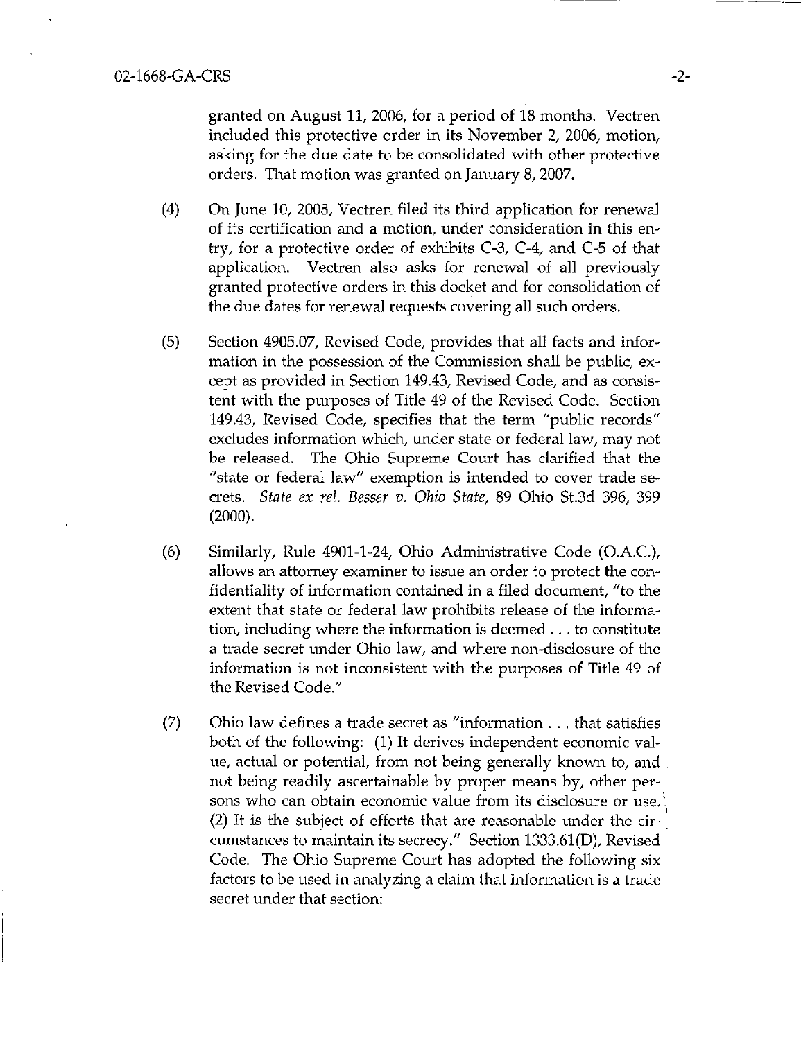granted on August 11, 2006, for a period of 18 months. Vectren included this protective order in its November 2, 2006, motion, asking for the due date to be consolidated with other protective orders. That motion was granted on January 8, 2007.

(4) On June 10, 2008, Vectren filed its third application for renewal of its certification and a motion, under consideration in this entry, for a protective order of exhibits C-3, C-4, and C-5 of that application. Vectren also asks for renewal of all previously granted protective orders in this docket and for consolidation of the due dates for renewal requests covering all such orders.

(5) Section 4905.07, Revised Code, provides that all facts and information in the possession of the Commission shall be public, except as provided in Section 149.43, Revised Code, and as consistent with the purposes of Title 49 of the Revised Code. Section 149.43, Revised Code, specifies that the term "public records" excludes information which, under state or federal law, may not be released. The Ohio Supreme Court has clarified that the "state or federal law" exemption is intended to cover trade secrets. *State ex rel. Besser v. Ohio State*, 89 Ohio St.3d 396, 399 (2000).

(6) Similarly, Rule 4901-1-24, Ohio Administrative Code (O.A.C.), allows an attorney examiner to issue an order to protect the confidentiality of information contained in a filed document, "to the extent that state or federal law prohibits release of the information, including where the information is deemed . . . to constitute a trade secret under Ohio law, and where non-disclosure of the information is not inconsistent with the purposes of Title 49 of the Revised Code."

(7) Ohio law defines a trade secret as "information . . . that satisfies both of the following: (1) It derives independent economic value, actual or potential, from not being generally known to, and not being readily ascertainable by proper means by, other persons who can obtain economic value from its disclosure or use. (2) It is the subject of efforts that are reasonable under the circumstances to maintain its secrecy." Section 1333.61(D), Revised Code. The Ohio Supreme Court has adopted the following six factors to be used in analyzing a claim that information is a trade secret under that section: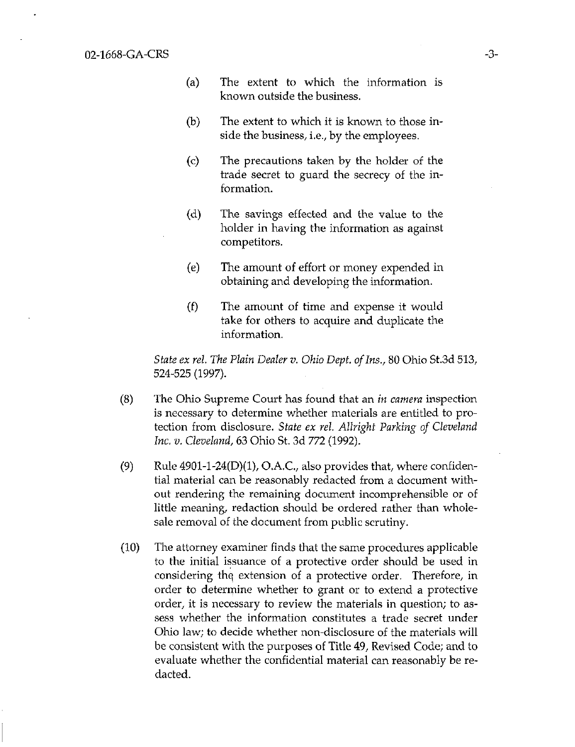(a) The extent to which the information is known outside the business.

(b) The extent to which it is known to those inside the business, i.e., by the employees.

(c) The precautions taken by the holder of the trade secret to guard the secrecy of the information.

(d) The savings effected and the value to the holder in having the information as against competitors.

(e) The amount of effort or money expended in obtaining and developing the information.

(f) The amount of time and expense it would take for others to acquire and duplicate the information.

*State ex rel. The Plain Dealer v. Ohio Dept. of Ins.*, 80 Ohio St.3d 513, 524-525 (1997).

(8) The Ohio Supreme Court has found that an *in camera* inspection is necessary to determine whether materials are entitled to protection from disclosure. *State ex rel. Allright Parking of Cleveland Inc. v. Cleveland*, 63 Ohio St. 3d 772 (1992).

(9) Rule 4901-1-24(D)(1), O.A.C., also provides that, where confidential material can be reasonably redacted from a document without rendering the remaining document incomprehensible or of little meaning, redaction should be ordered rather than wholesale removal of the document from public scrutiny.

(10) The attorney examiner finds that the same procedures applicable to the initial issuance of a protective order should be used in considering the extension of a protective order. Therefore, in order to determine whether to grant or to extend a protective order, it is necessary to review the materials in question; to assess whether the information constitutes a trade secret under Ohio law; to decide whether non-disclosure of the materials will be consistent with the purposes of Title 49, Revised Code; and to evaluate whether the confidential material can reasonably be redacted.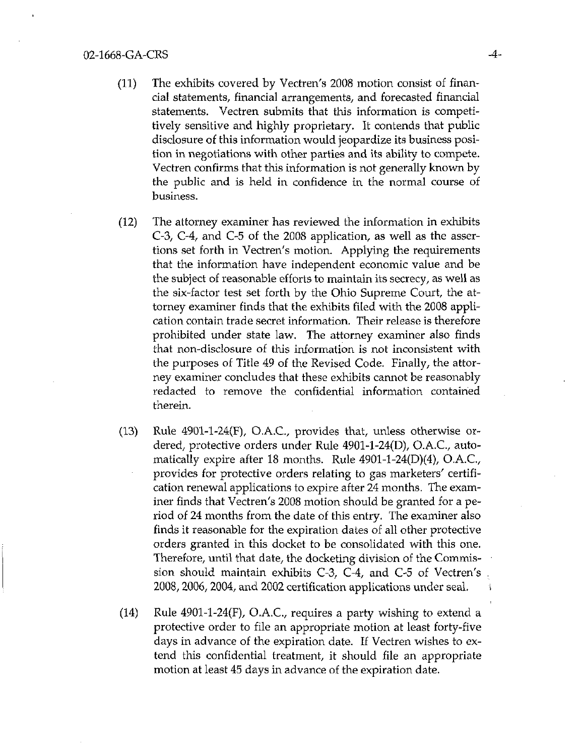(11) The exhibits covered by Vectren's 2008 motion consist of financial statements, financial arrangements, and forecasted financial statements. Vectren submits that this information is competitively sensitive and highly proprietary. It contends that public disclosure of this information would jeopardize its business position in negotiations with other parties and its ability to compete. Vectren confirms that this information is not generally known by the public and is held in confidence in the normal course of business.

(12) The attorney examiner has reviewed the information in exhibits C-3, C-4, and C-5 of the 2008 application, as well as the assertions set forth in Vectren's motion. Applying the requirements that the information have independent economic value and be the subject of reasonable efforts to maintain its secrecy, as well as the six-factor test set forth by the Ohio Supreme Court, the attorney examiner finds that the exhibits filed with the 2008 application contain trade secret information. Their release is therefore prohibited under state law. The attorney examiner also finds that non-disclosure of this information is not inconsistent with the purposes of Title 49 of the Revised Code. Finally, the attorney examiner concludes that these exhibits cannot be reasonably redacted to remove the confidential information contained therein.

(13) Rule 4901-1-24(F), O.A.C., provides that, unless otherwise ordered, protective orders under Rule 4901-1-24(D), O.A.C., automatically expire after 18 months. Rule 4901-1-24(D)(4), O.A.C., provides for protective orders relating to gas marketers' certification renewal applications to expire after 24 months. The examiner finds that Vectren's 2008 motion should be granted for a period of 24 months from the date of this entry. The examiner also finds it reasonable for the expiration dates of all other protective orders granted in this docket to be consolidated with this one. Therefore, until that date, the docketing division of the Commission should maintain exhibits C-3, C-4, and C-5 of Vectren's 2008, 2006, 2004, and 2002 certification applications under seal.

(14) Rule 4901-1-24(F), O.A.C., requires a party wishing to extend a protective order to file an appropriate motion at least forty-five days in advance of the expiration date. If Vectren wishes to extend this confidential treatment, it should file an appropriate motion at least 45 days in advance of the expiration date.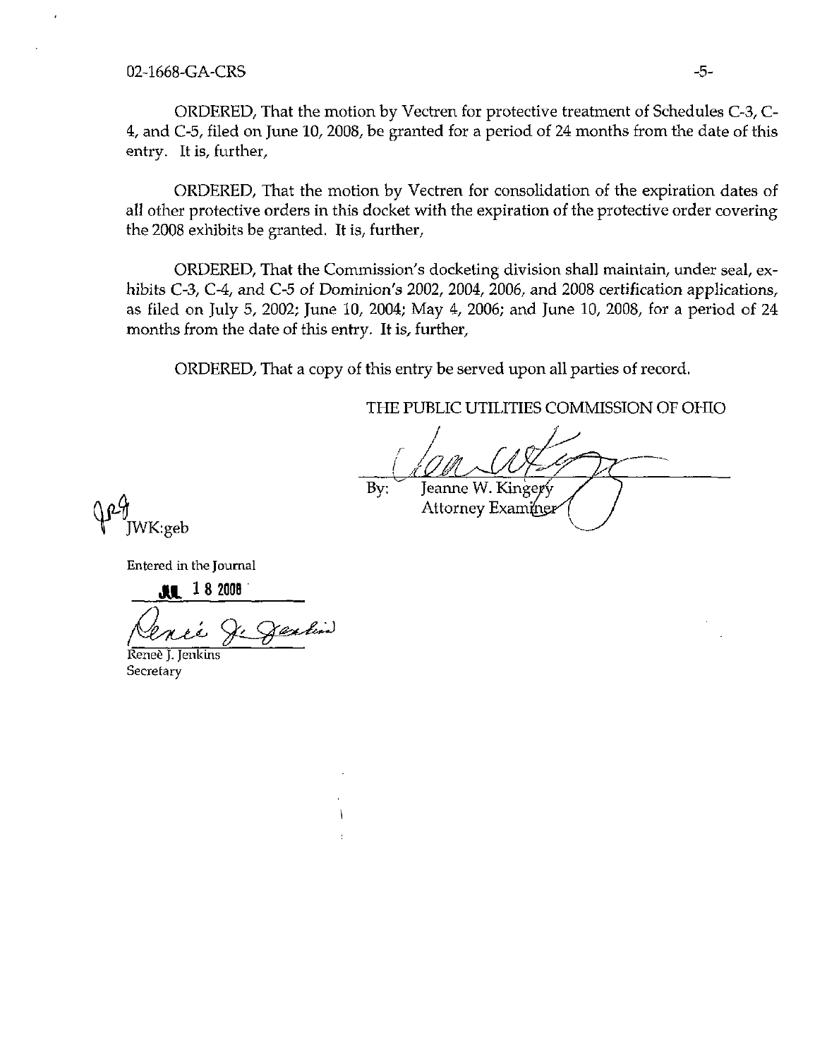ORDERED, That the motion by Vectren for protective treatment of Schedules C-3, C-4, and C-5, filed on June 10, 2008, be granted for a period of 24 months from the date of this entry. It is, further,

ORDERED, That the motion by Vectren for consolidation of the expiration dates of all other protective orders in this docket with the expiration of the protective order covering the 2008 exhibits be granted. It is, further,

ORDERED, That the Commission's docketing division shall maintain, under seal, exhibits C-3, C-4, and C-5 of Dominion's 2002, 2004, 2006, and 2008 certification applications, as filed on July 5, 2002; June 10, 2004; May 4, 2006; and June 10, 2008, for a period of 24 months from the date of this entry. It is, further,

ORDERED, That a copy of this entry be served upon all parties of record.

THE PUBLIC UTILITIES COMMISSION OF OHIO

By: Jeanne W. Kingery
Attorney Examiner

JWK:geb

Entered in the Journal

JUL 18 2008

Reneé J. Jenkins
Secretary